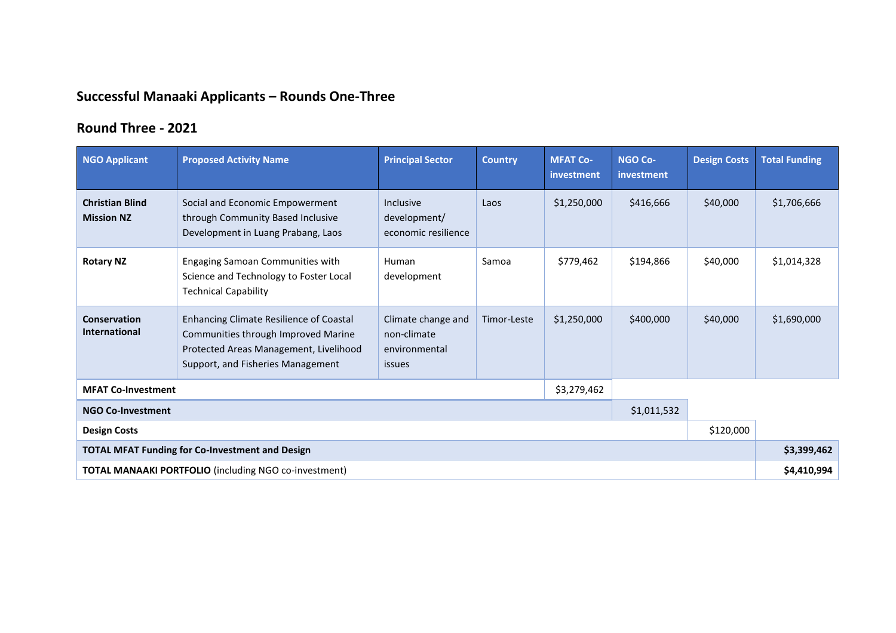## Successful Manaaki Applicants – Rounds One-Three

## Round Three - 2021

| NGO Applicant | Proposed Activity Name | Principal Sector | Country | MFAT Co-investment | NGO Co-investment | Design Costs | Total Funding |
|---|---|---|---|---|---|---|---|
| **Christian Blind Mission NZ** | Social and Economic Empowerment through Community Based Inclusive Development in Luang Prabang, Laos | Inclusive development/ economic resilience | Laos | $1,250,000 | $416,666 | $40,000 | $1,706,666 |
| **Rotary NZ** | Engaging Samoan Communities with Science and Technology to Foster Local Technical Capability | Human development | Samoa | $779,462 | $194,866 | $40,000 | $1,014,328 |
| **Conservation International** | Enhancing Climate Resilience of Coastal Communities through Improved Marine Protected Areas Management, Livelihood Support, and Fisheries Management | Climate change and non-climate environmental issues | Timor-Leste | $1,250,000 | $400,000 | $40,000 | $1,690,000 |
| **MFAT Co-Investment** | | | | $3,279,462 | | | |
| **NGO Co-Investment** | | | | | $1,011,532 | | |
| **Design Costs** | | | | | | $120,000 | |
| **TOTAL MFAT Funding for Co-Investment and Design** | | | | | | | **$3,399,462** |
| **TOTAL MANAAKI PORTFOLIO** (including NGO co-investment) | | | | | | | **$4,410,994** |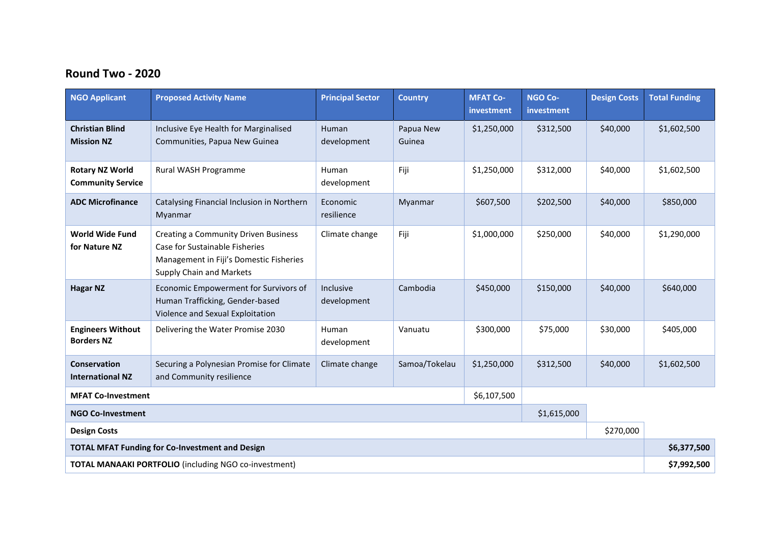## Round Two - 2020

| NGO Applicant | Proposed Activity Name | Principal Sector | Country | MFAT Co-investment | NGO Co-investment | Design Costs | Total Funding |
|---|---|---|---|---|---|---|---|
| **Christian Blind Mission NZ** | Inclusive Eye Health for Marginalised Communities, Papua New Guinea | Human development | Papua New Guinea | $1,250,000 | $312,500 | $40,000 | $1,602,500 |
| **Rotary NZ World Community Service** | Rural WASH Programme | Human development | Fiji | $1,250,000 | $312,000 | $40,000 | $1,602,500 |
| **ADC Microfinance** | Catalysing Financial Inclusion in Northern Myanmar | Economic resilience | Myanmar | $607,500 | $202,500 | $40,000 | $850,000 |
| **World Wide Fund for Nature NZ** | Creating a Community Driven Business Case for Sustainable Fisheries Management in Fiji's Domestic Fisheries Supply Chain and Markets | Climate change | Fiji | $1,000,000 | $250,000 | $40,000 | $1,290,000 |
| **Hagar NZ** | Economic Empowerment for Survivors of Human Trafficking, Gender-based Violence and Sexual Exploitation | Inclusive development | Cambodia | $450,000 | $150,000 | $40,000 | $640,000 |
| **Engineers Without Borders NZ** | Delivering the Water Promise 2030 | Human development | Vanuatu | $300,000 | $75,000 | $30,000 | $405,000 |
| **Conservation International NZ** | Securing a Polynesian Promise for Climate and Community resilience | Climate change | Samoa/Tokelau | $1,250,000 | $312,500 | $40,000 | $1,602,500 |
| **MFAT Co-Investment** | | | | $6,107,500 | | | |
| **NGO Co-Investment** | | | | | $1,615,000 | | |
| **Design Costs** | | | | | | $270,000 | |
| **TOTAL MFAT Funding for Co-Investment and Design** | | | | | | | **$6,377,500** |
| **TOTAL MANAAKI PORTFOLIO** (including NGO co-investment) | | | | | | | **$7,992,500** |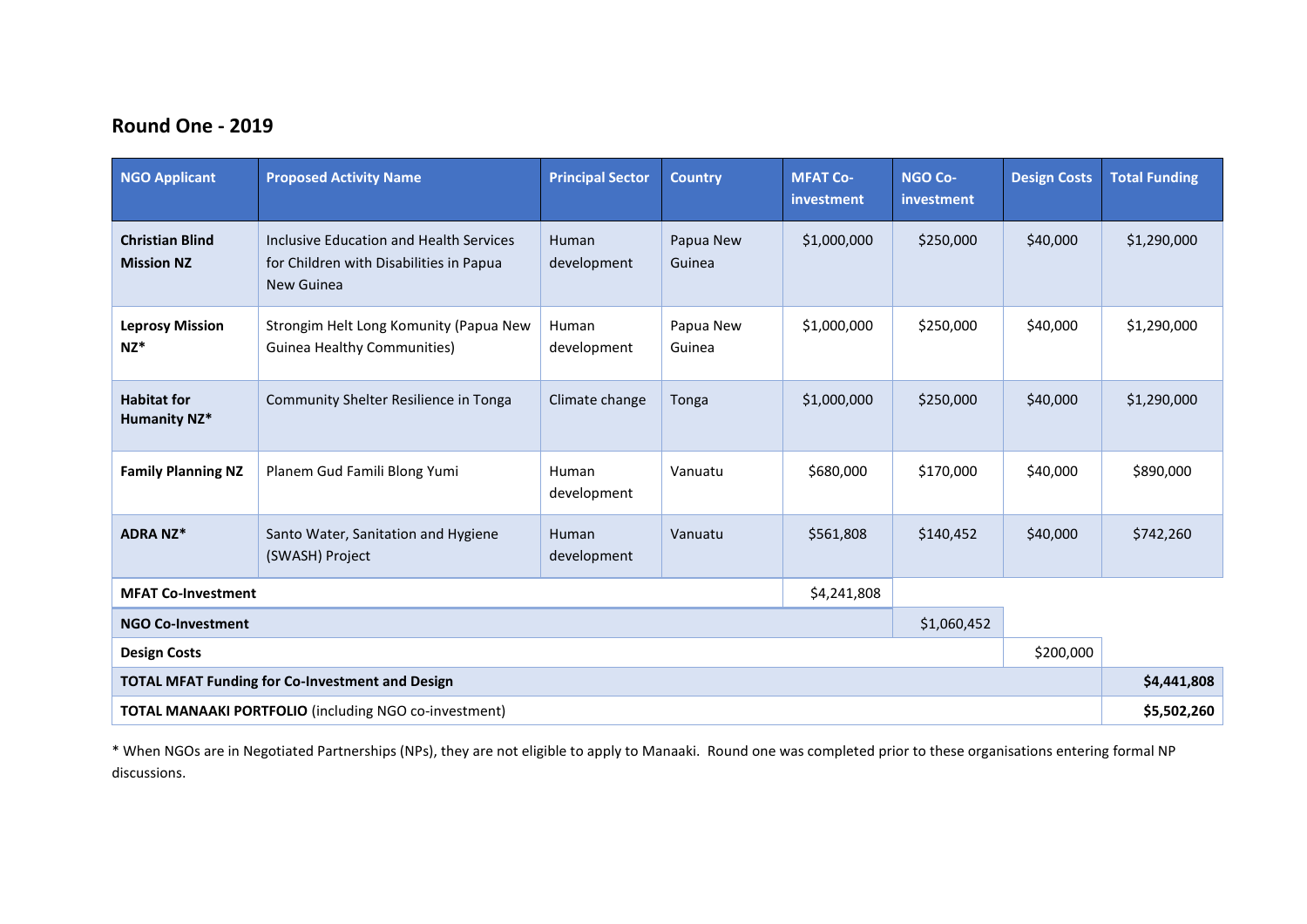## Round One - 2019

| NGO Applicant | Proposed Activity Name | Principal Sector | Country | MFAT Co-investment | NGO Co-investment | Design Costs | Total Funding |
|---|---|---|---|---|---|---|---|
| **Christian Blind Mission NZ** | Inclusive Education and Health Services for Children with Disabilities in Papua New Guinea | Human development | Papua New Guinea | $1,000,000 | $250,000 | $40,000 | $1,290,000 |
| **Leprosy Mission NZ*** | Strongim Helt Long Komunity (Papua New Guinea Healthy Communities) | Human development | Papua New Guinea | $1,000,000 | $250,000 | $40,000 | $1,290,000 |
| **Habitat for Humanity NZ*** | Community Shelter Resilience in Tonga | Climate change | Tonga | $1,000,000 | $250,000 | $40,000 | $1,290,000 |
| **Family Planning NZ** | Planem Gud Famili Blong Yumi | Human development | Vanuatu | $680,000 | $170,000 | $40,000 | $890,000 |
| **ADRA NZ*** | Santo Water, Sanitation and Hygiene (SWASH) Project | Human development | Vanuatu | $561,808 | $140,452 | $40,000 | $742,260 |
| **MFAT Co-Investment** | | | | $4,241,808 | | | |
| **NGO Co-Investment** | | | | | $1,060,452 | | |
| **Design Costs** | | | | | | $200,000 | |
| **TOTAL MFAT Funding for Co-Investment and Design** | | | | | | | **$4,441,808** |
| **TOTAL MANAAKI PORTFOLIO** (including NGO co-investment) | | | | | | | **$5,502,260** |

* When NGOs are in Negotiated Partnerships (NPs), they are not eligible to apply to Manaaki. Round one was completed prior to these organisations entering formal NP discussions.